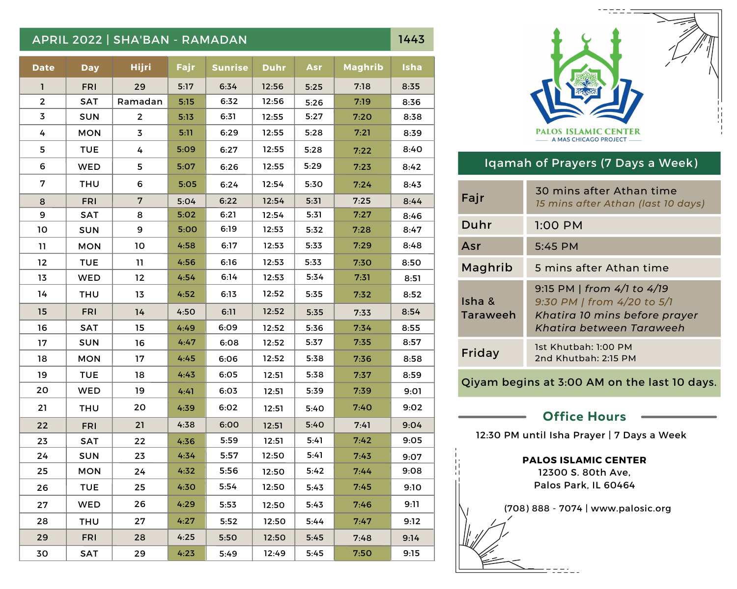## APRIL 2022 | SHA'BAN - RAMADAN 1443

| Date | Day | Hijri | Fajr | Sunrise | Duhr | Asr | Maghrib | Isha |
|---|---|---|---|---|---|---|---|---|
| 1 | FRI | 29 | 5:17 | 6:34 | 12:56 | 5:25 | 7:18 | 8:35 |
| 2 | SAT | Ramadan | 5:15 | 6:32 | 12:56 | 5:26 | 7:19 | 8:36 |
| 3 | SUN | 2 | 5:13 | 6:31 | 12:55 | 5:27 | 7:20 | 8:38 |
| 4 | MON | 3 | 5:11 | 6:29 | 12:55 | 5:28 | 7:21 | 8:39 |
| 5 | TUE | 4 | 5:09 | 6:27 | 12:55 | 5:28 | 7:22 | 8:40 |
| 6 | WED | 5 | 5:07 | 6:26 | 12:55 | 5:29 | 7:23 | 8:42 |
| 7 | THU | 6 | 5:05 | 6:24 | 12:54 | 5:30 | 7:24 | 8:43 |
| 8 | FRI | 7 | 5:04 | 6:22 | 12:54 | 5:31 | 7:25 | 8:44 |
| 9 | SAT | 8 | 5:02 | 6:21 | 12:54 | 5:31 | 7:27 | 8:46 |
| 10 | SUN | 9 | 5:00 | 6:19 | 12:53 | 5:32 | 7:28 | 8:47 |
| 11 | MON | 10 | 4:58 | 6:17 | 12:53 | 5:33 | 7:29 | 8:48 |
| 12 | TUE | 11 | 4:56 | 6:16 | 12:53 | 5:33 | 7:30 | 8:50 |
| 13 | WED | 12 | 4:54 | 6:14 | 12:53 | 5:34 | 7:31 | 8:51 |
| 14 | THU | 13 | 4:52 | 6:13 | 12:52 | 5:35 | 7:32 | 8:52 |
| 15 | FRI | 14 | 4:50 | 6:11 | 12:52 | 5:35 | 7:33 | 8:54 |
| 16 | SAT | 15 | 4:49 | 6:09 | 12:52 | 5:36 | 7:34 | 8:55 |
| 17 | SUN | 16 | 4:47 | 6:08 | 12:52 | 5:37 | 7:35 | 8:57 |
| 18 | MON | 17 | 4:45 | 6:06 | 12:52 | 5:38 | 7:36 | 8:58 |
| 19 | TUE | 18 | 4:43 | 6:05 | 12:51 | 5:38 | 7:37 | 8:59 |
| 20 | WED | 19 | 4:41 | 6:03 | 12:51 | 5:39 | 7:39 | 9:01 |
| 21 | THU | 20 | 4:39 | 6:02 | 12:51 | 5:40 | 7:40 | 9:02 |
| 22 | FRI | 21 | 4:38 | 6:00 | 12:51 | 5:40 | 7:41 | 9:04 |
| 23 | SAT | 22 | 4:36 | 5:59 | 12:51 | 5:41 | 7:42 | 9:05 |
| 24 | SUN | 23 | 4:34 | 5:57 | 12:50 | 5:41 | 7:43 | 9:07 |
| 25 | MON | 24 | 4:32 | 5:56 | 12:50 | 5:42 | 7:44 | 9:08 |
| 26 | TUE | 25 | 4:30 | 5:54 | 12:50 | 5:43 | 7:45 | 9:10 |
| 27 | WED | 26 | 4:29 | 5:53 | 12:50 | 5:43 | 7:46 | 9:11 |
| 28 | THU | 27 | 4:27 | 5:52 | 12:50 | 5:44 | 7:47 | 9:12 |
| 29 | FRI | 28 | 4:25 | 5:50 | 12:50 | 5:45 | 7:48 | 9:14 |
| 30 | SAT | 29 | 4:23 | 5:49 | 12:49 | 5:45 | 7:50 | 9:15 |

**PALOS ISLAMIC CENTER**
A MAS CHICAGO PROJECT

## Iqamah of Prayers (7 Days a Week)

| Prayer | Time |
|---|---|
| Fajr | 30 mins after Athan time<br>*15 mins after Athan (last 10 days)* |
| Duhr | 1:00 PM |
| Asr | 5:45 PM |
| Maghrib | 5 mins after Athan time |
| Isha & Taraweeh | 9:15 PM \| *from 4/1 to 4/19*<br>*9:30 PM \| from 4/20 to 5/1*<br>*Khatira 10 mins before prayer*<br>*Khatira between Taraweeh* |
| Friday | 1st Khutbah: 1:00 PM<br>2nd Khutbah: 2:15 PM |

Qiyam begins at 3:00 AM on the last 10 days.

## Office Hours

12:30 PM until Isha Prayer | 7 Days a Week

**PALOS ISLAMIC CENTER**
12300 S. 80th Ave,
Palos Park, IL 60464

(708) 888 - 7074 | www.palosic.org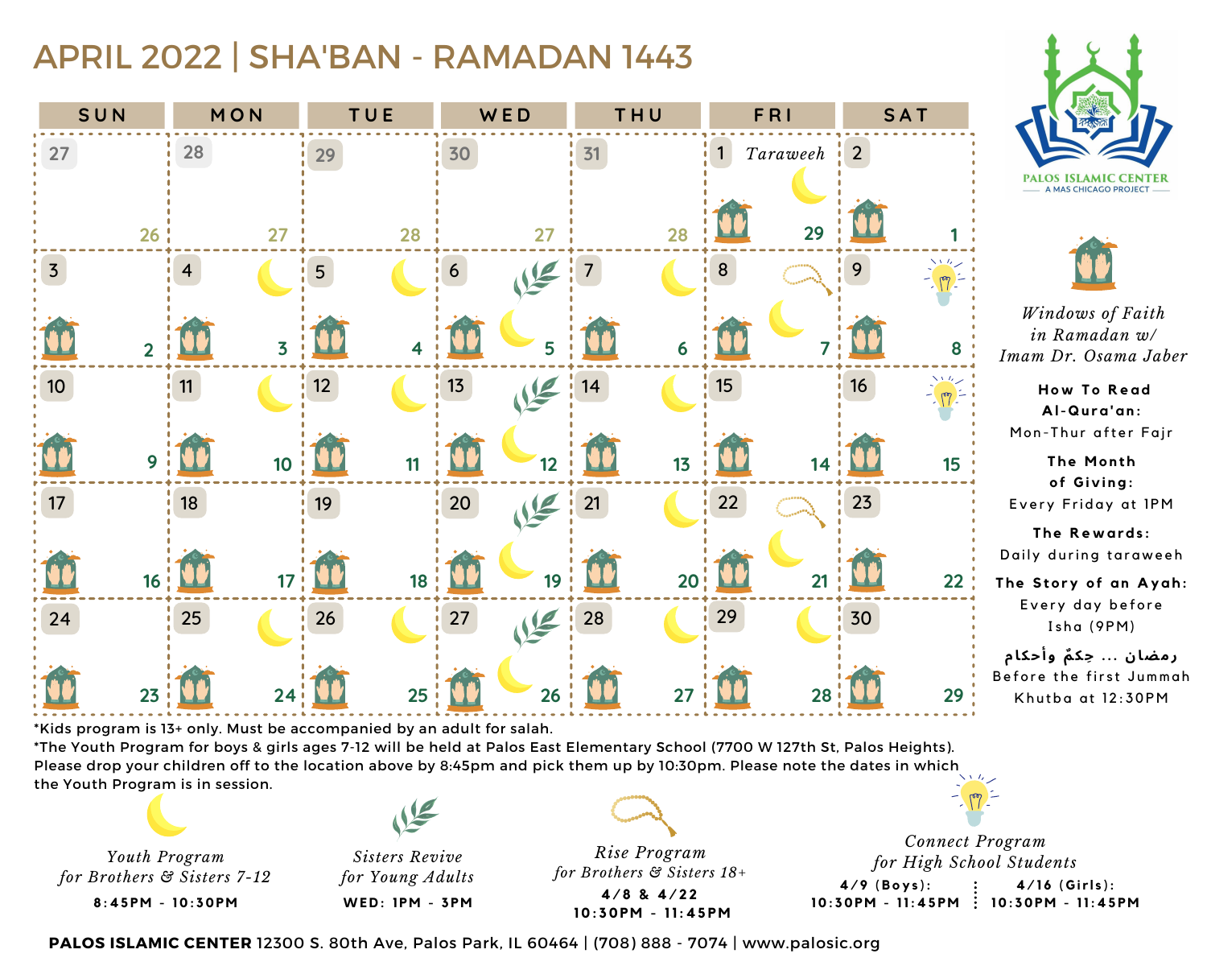# APRIL 2022 | SHA'BAN - RAMADAN 1443

| SUN | MON | TUE | WED | THU | FRI | SAT |
|---|---|---|---|---|---|---|
| 27 / 26 | 28 / 27 | 29 / 28 | 30 / 27 | 31 / 28 | 1 Taraweeh / 29 | 2 / 1 |
| 3 / 2 | 4 / 3 | 5 / 4 | 6 / 5 | 7 / 6 | 8 / 7 | 9 / 8 |
| 10 / 9 | 11 / 10 | 12 / 11 | 13 / 12 | 14 / 13 | 15 / 14 | 16 / 15 |
| 17 / 16 | 18 / 17 | 19 / 18 | 20 / 19 | 21 / 20 | 22 / 21 | 23 / 22 |
| 24 / 23 | 25 / 24 | 26 / 25 | 27 / 26 | 28 / 27 | 29 / 28 | 30 / 29 |

PALOS ISLAMIC CENTER
A MAS CHICAGO PROJECT

*Windows of Faith in Ramadan w/ Imam Dr. Osama Jaber*

**How To Read Al-Qura'an:**
Mon-Thur after Fajr

**The Month of Giving:**
Every Friday at 1PM

**The Rewards:**
Daily during taraweeh

**The Story of an Ayah:**
Every day before Isha (9PM)

**رمضان ... حِكمٌ وأحكام**
Before the first Jummah Khutba at 12:30PM

*Kids program is 13+ only. Must be accompanied by an adult for salah.
*The Youth Program for boys & girls ages 7-12 will be held at Palos East Elementary School (7700 W 127th St, Palos Heights). Please drop your children off to the location above by 8:45pm and pick them up by 10:30pm. Please note the dates in which the Youth Program is in session.

*Youth Program for Brothers & Sisters 7-12*
**8:45PM - 10:30PM**

*Sisters Revive for Young Adults*
**WED: 1PM - 3PM**

*Rise Program for Brothers & Sisters 18+*
**4/8 & 4/22**
**10:30PM - 11:45PM**

*Connect Program for High School Students*
**4/9 (Boys): 10:30PM - 11:45PM**
**4/16 (Girls): 10:30PM - 11:45PM**

**PALOS ISLAMIC CENTER** 12300 S. 80th Ave, Palos Park, IL 60464 | (708) 888 - 7074 | www.palosic.org